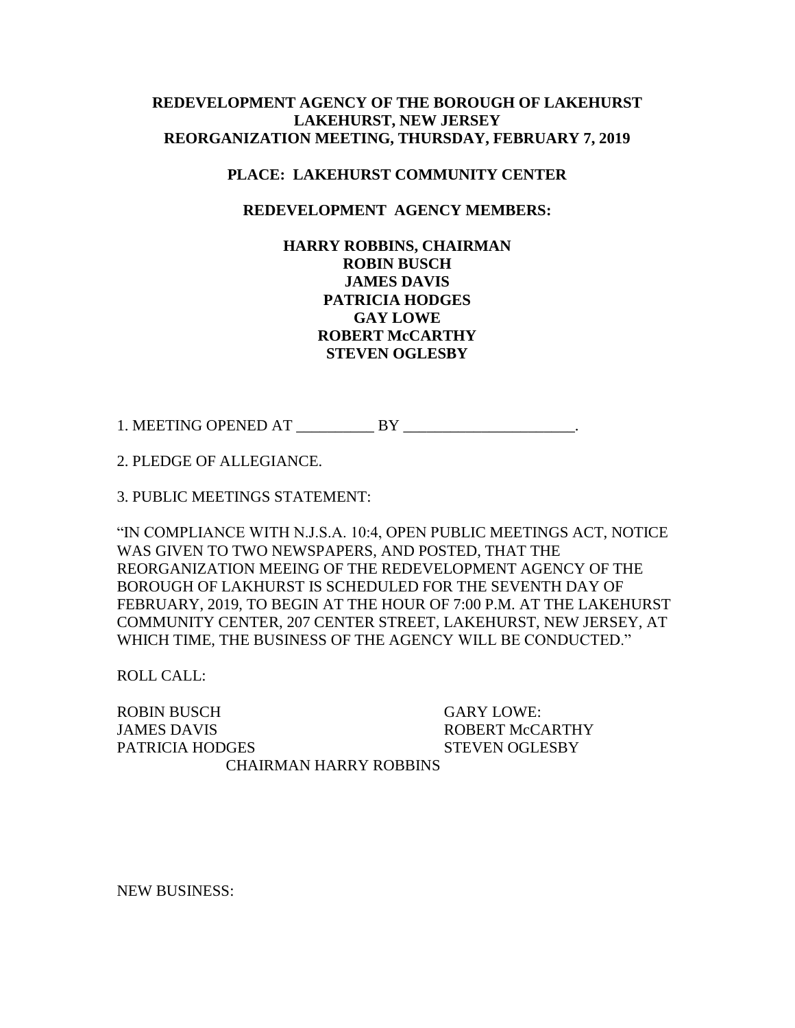**REDEVELOPMENT AGENCY OF THE BOROUGH OF LAKEHURST**
**LAKEHURST, NEW JERSEY**
**REORGANIZATION MEETING, THURSDAY, FEBRUARY 7, 2019**

**PLACE: LAKEHURST COMMUNITY CENTER**

**REDEVELOPMENT AGENCY MEMBERS:**

**HARRY ROBBINS, CHAIRMAN**
**ROBIN BUSCH**
**JAMES DAVIS**
**PATRICIA HODGES**
**GAY LOWE**
**ROBERT McCARTHY**
**STEVEN OGLESBY**

1. MEETING OPENED AT __________ BY ______________________.

2. PLEDGE OF ALLEGIANCE.

3. PUBLIC MEETINGS STATEMENT:

"IN COMPLIANCE WITH N.J.S.A. 10:4, OPEN PUBLIC MEETINGS ACT, NOTICE WAS GIVEN TO TWO NEWSPAPERS, AND POSTED, THAT THE REORGANIZATION MEEING OF THE REDEVELOPMENT AGENCY OF THE BOROUGH OF LAKHURST IS SCHEDULED FOR THE SEVENTH DAY OF FEBRUARY, 2019, TO BEGIN AT THE HOUR OF 7:00 P.M. AT THE LAKEHURST COMMUNITY CENTER, 207 CENTER STREET, LAKEHURST, NEW JERSEY, AT WHICH TIME, THE BUSINESS OF THE AGENCY WILL BE CONDUCTED."

ROLL CALL:

ROBIN BUSCH
JAMES DAVIS
PATRICIA HODGES
GARY LOWE:
ROBERT McCARTHY
STEVEN OGLESBY
CHAIRMAN HARRY ROBBINS

NEW BUSINESS: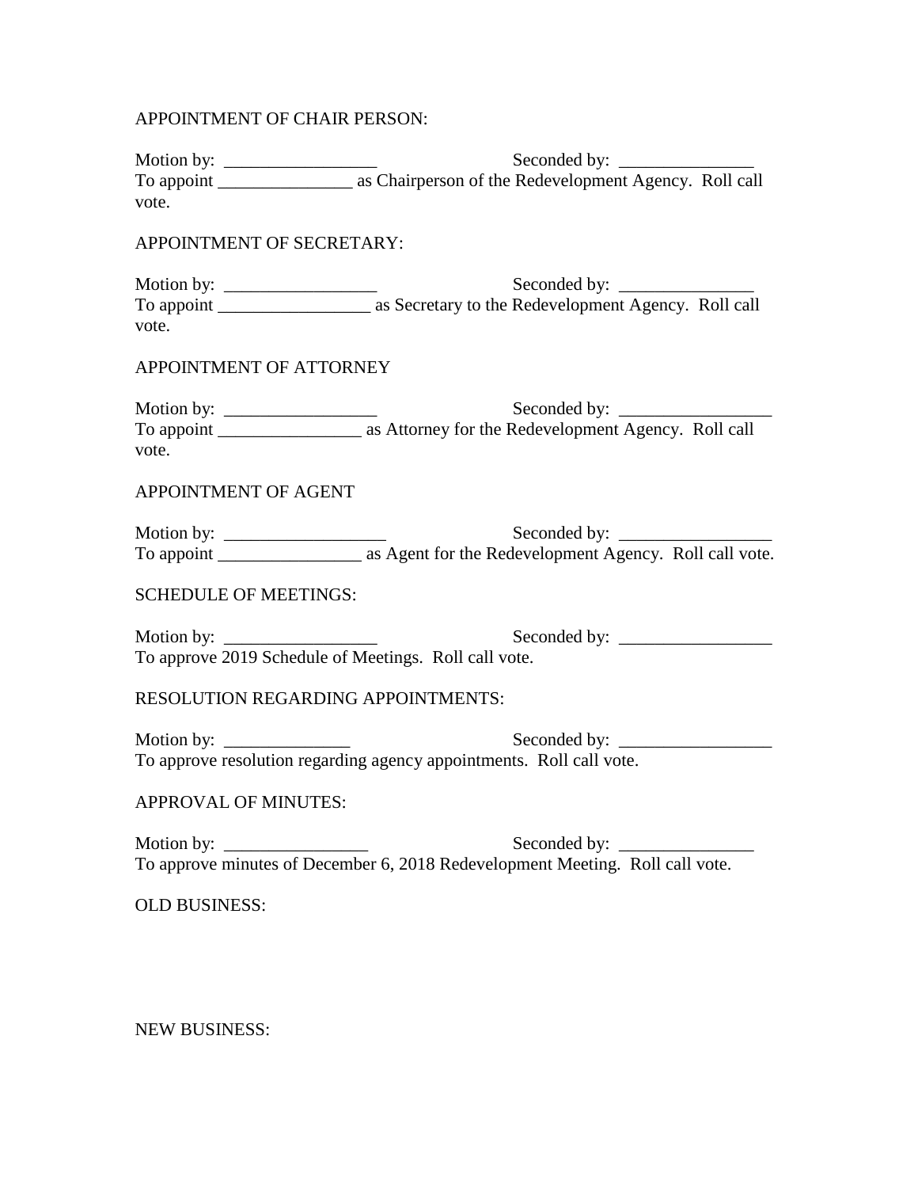APPOINTMENT OF CHAIR PERSON:

Motion by: _________________ Seconded by: _______________
To appoint _______________ as Chairperson of the Redevelopment Agency. Roll call vote.

APPOINTMENT OF SECRETARY:

Motion by: _________________ Seconded by: _______________
To appoint _________________ as Secretary to the Redevelopment Agency. Roll call vote.

APPOINTMENT OF ATTORNEY

Motion by: _________________ Seconded by: _________________
To appoint ________________ as Attorney for the Redevelopment Agency. Roll call vote.

APPOINTMENT OF AGENT

Motion by: __________________ Seconded by: _________________
To appoint ________________ as Agent for the Redevelopment Agency. Roll call vote.

SCHEDULE OF MEETINGS:

Motion by: _________________ Seconded by: _________________
To approve 2019 Schedule of Meetings. Roll call vote.

RESOLUTION REGARDING APPOINTMENTS:

Motion by: ______________ Seconded by: _________________
To approve resolution regarding agency appointments. Roll call vote.

APPROVAL OF MINUTES:

Motion by: ________________ Seconded by: _______________
To approve minutes of December 6, 2018 Redevelopment Meeting. Roll call vote.

OLD BUSINESS:

NEW BUSINESS: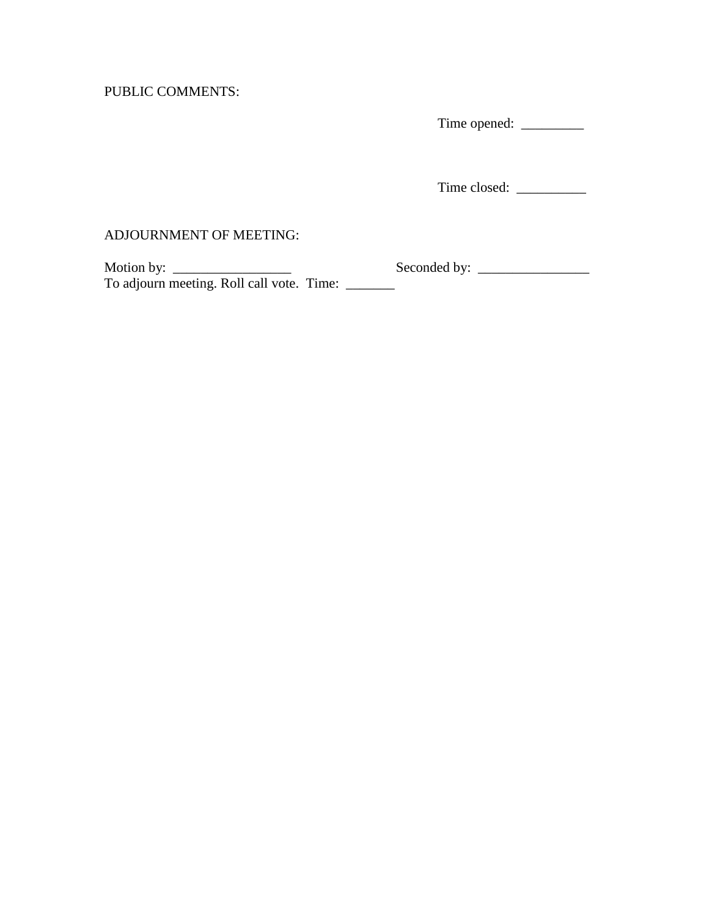PUBLIC COMMENTS:

Time opened: _________

Time closed: __________

ADJOURNMENT OF MEETING:

Motion by: _________________ Seconded by: ________________
To adjourn meeting. Roll call vote. Time: _______